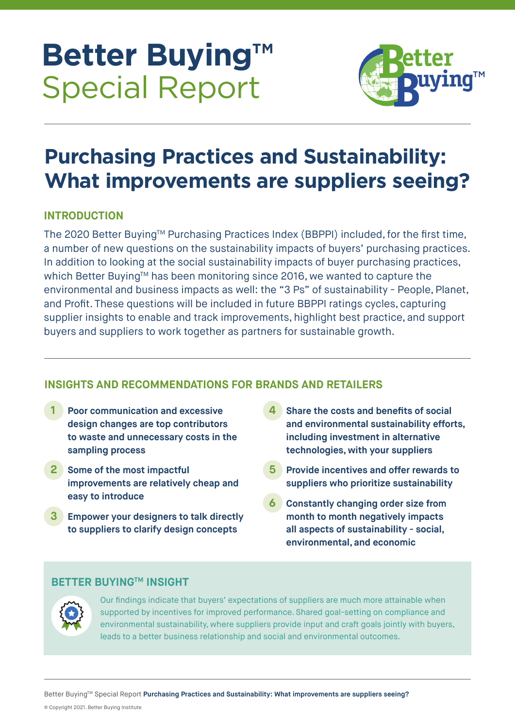# Better Buying™ Special Report

## Purchasing Practices and Sustainability: What improvements are suppliers seeing?

### INTRODUCTION

The 2020 Better Buying™ Purchasing Practices Index (BBPPI) included, for the first time, a number of new questions on the sustainability impacts of buyers' purchasing practices. In addition to looking at the social sustainability impacts of buyer purchasing practices, which Better Buying™ has been monitoring since 2016, we wanted to capture the environmental and business impacts as well: the "3 Ps" of sustainability - People, Planet, and Profit. These questions will be included in future BBPPI ratings cycles, capturing supplier insights to enable and track improvements, highlight best practice, and support buyers and suppliers to work together as partners for sustainable growth.

### INSIGHTS AND RECOMMENDATIONS FOR BRANDS AND RETAILERS

1. **Poor communication and excessive design changes are top contributors to waste and unnecessary costs in the sampling process**
2. **Some of the most impactful improvements are relatively cheap and easy to introduce**
3. **Empower your designers to talk directly to suppliers to clarify design concepts**
4. **Share the costs and benefits of social and environmental sustainability efforts, including investment in alternative technologies, with your suppliers**
5. **Provide incentives and offer rewards to suppliers who prioritize sustainability**
6. **Constantly changing order size from month to month negatively impacts all aspects of sustainability - social, environmental, and economic**

### BETTER BUYING™ INSIGHT

Our findings indicate that buyers' expectations of suppliers are much more attainable when supported by incentives for improved performance. Shared goal-setting on compliance and environmental sustainability, where suppliers provide input and craft goals jointly with buyers, leads to a better business relationship and social and environmental outcomes.

© Copyright 2021. Better Buying Institute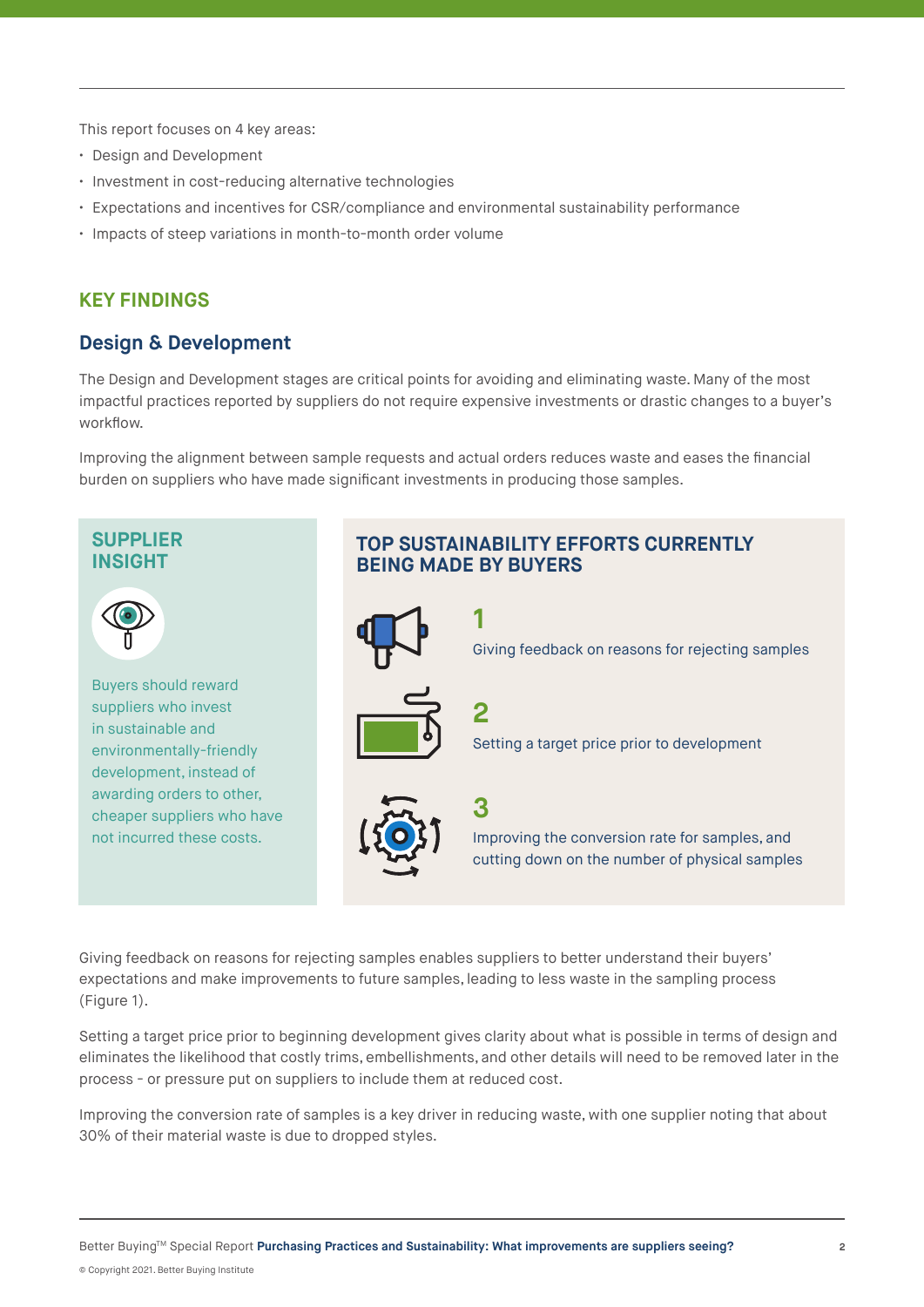This report focuses on 4 key areas:

- Design and Development
- Investment in cost-reducing alternative technologies
- Expectations and incentives for CSR/compliance and environmental sustainability performance
- Impacts of steep variations in month-to-month order volume

## KEY FINDINGS

### Design & Development

The Design and Development stages are critical points for avoiding and eliminating waste. Many of the most impactful practices reported by suppliers do not require expensive investments or drastic changes to a buyer's workflow.

Improving the alignment between sample requests and actual orders reduces waste and eases the financial burden on suppliers who have made significant investments in producing those samples.

#### SUPPLIER INSIGHT

Buyers should reward suppliers who invest in sustainable and environmentally-friendly development, instead of awarding orders to other, cheaper suppliers who have not incurred these costs.

#### TOP SUSTAINABILITY EFFORTS CURRENTLY BEING MADE BY BUYERS

**1**
Giving feedback on reasons for rejecting samples

**2**
Setting a target price prior to development

**3**
Improving the conversion rate for samples, and cutting down on the number of physical samples

Giving feedback on reasons for rejecting samples enables suppliers to better understand their buyers' expectations and make improvements to future samples, leading to less waste in the sampling process (Figure 1).

Setting a target price prior to beginning development gives clarity about what is possible in terms of design and eliminates the likelihood that costly trims, embellishments, and other details will need to be removed later in the process - or pressure put on suppliers to include them at reduced cost.

Improving the conversion rate of samples is a key driver in reducing waste, with one supplier noting that about 30% of their material waste is due to dropped styles.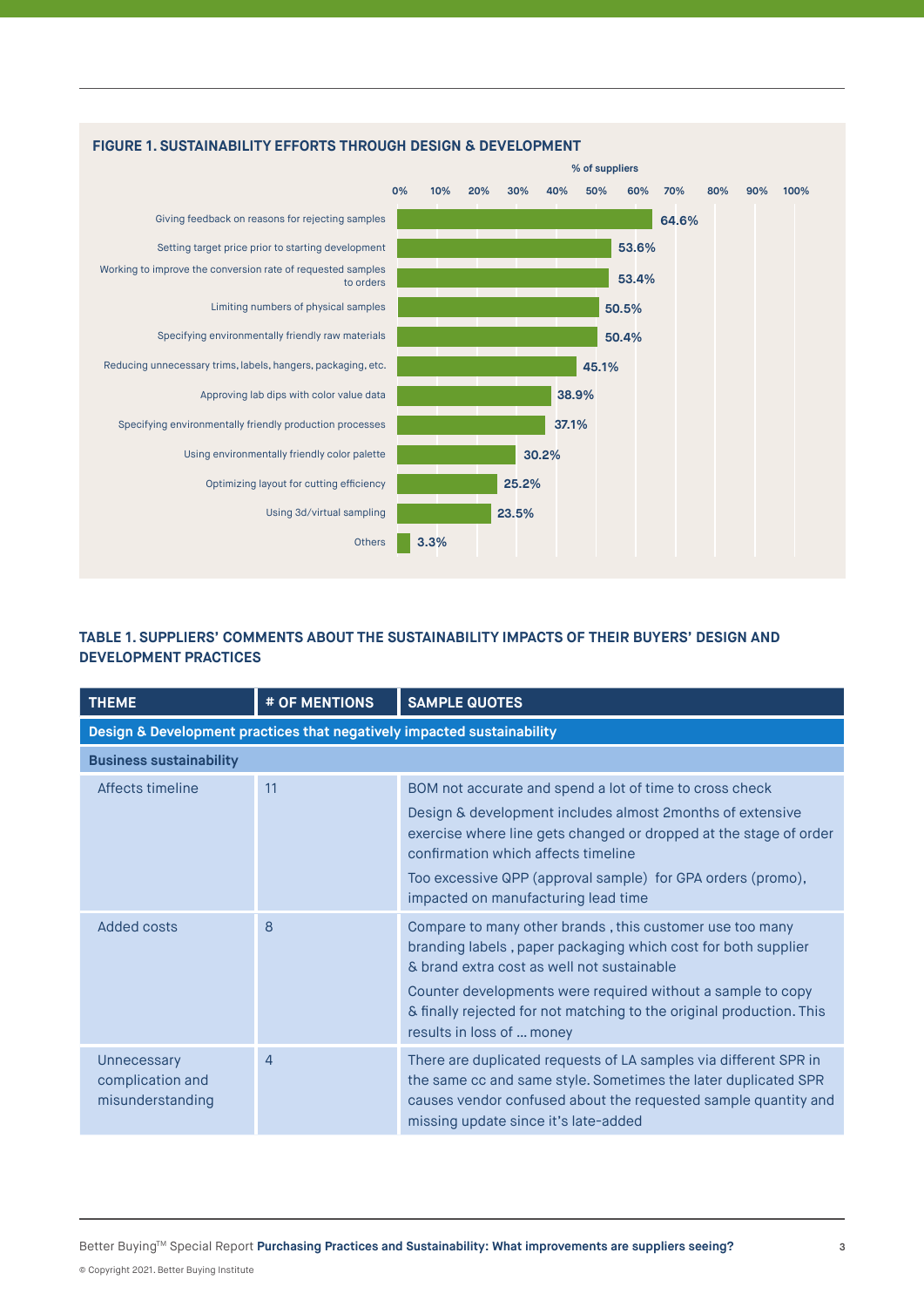**FIGURE 1. SUSTAINABILITY EFFORTS THROUGH DESIGN & DEVELOPMENT**

| Practice | % of suppliers |
|---|---|
| Giving feedback on reasons for rejecting samples | 64.6% |
| Setting target price prior to starting development | 53.6% |
| Working to improve the conversion rate of requested samples to orders | 53.4% |
| Limiting numbers of physical samples | 50.5% |
| Specifying environmentally friendly raw materials | 50.4% |
| Reducing unnecessary trims, labels, hangers, packaging, etc. | 45.1% |
| Approving lab dips with color value data | 38.9% |
| Specifying environmentally friendly production processes | 37.1% |
| Using environmentally friendly color palette | 30.2% |
| Optimizing layout for cutting efficiency | 25.2% |
| Using 3d/virtual sampling | 23.5% |
| Others | 3.3% |

**TABLE 1. SUPPLIERS' COMMENTS ABOUT THE SUSTAINABILITY IMPACTS OF THEIR BUYERS' DESIGN AND DEVELOPMENT PRACTICES**

| THEME | # OF MENTIONS | SAMPLE QUOTES |
|---|---|---|
| **Design & Development practices that negatively impacted sustainability** | | |
| **Business sustainability** | | |
| Affects timeline | 11 | BOM not accurate and spend a lot of time to cross check<br>Design & development includes almost 2months of extensive exercise where line gets changed or dropped at the stage of order confirmation which affects timeline<br>Too excessive QPP (approval sample) for GPA orders (promo), impacted on manufacturing lead time |
| Added costs | 8 | Compare to many other brands , this customer use too many branding labels , paper packaging which cost for both supplier & brand extra cost as well not sustainable<br>Counter developments were required without a sample to copy & finally rejected for not matching to the original production. This results in loss of ... money |
| Unnecessary complication and misunderstanding | 4 | There are duplicated requests of LA samples via different SPR in the same cc and same style. Sometimes the later duplicated SPR causes vendor confused about the requested sample quantity and missing update since it's late-added |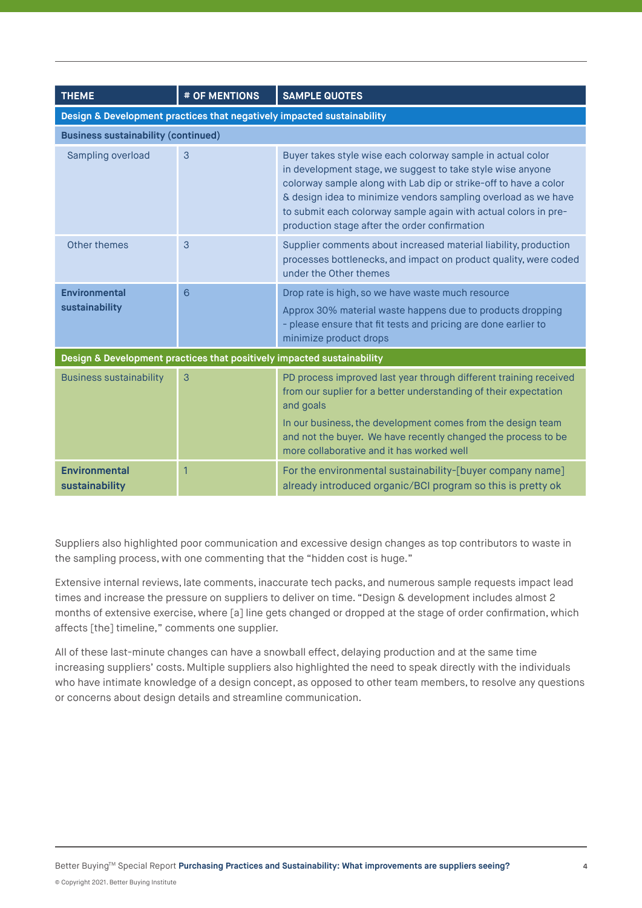| THEME | # OF MENTIONS | SAMPLE QUOTES |
|---|---|---|
| **Design & Development practices that negatively impacted sustainability** | | |
| **Business sustainability (continued)** | | |
| Sampling overload | 3 | Buyer takes style wise each colorway sample in actual color in development stage, we suggest to take style wise anyone colorway sample along with Lab dip or strike-off to have a color & design idea to minimize vendors sampling overload as we have to submit each colorway sample again with actual colors in pre-production stage after the order confirmation |
| Other themes | 3 | Supplier comments about increased material liability, production processes bottlenecks, and impact on product quality, were coded under the Other themes |
| **Environmental sustainability** | 6 | Drop rate is high, so we have waste much resource<br>Approx 30% material waste happens due to products dropping - please ensure that fit tests and pricing are done earlier to minimize product drops |
| **Design & Development practices that positively impacted sustainability** | | |
| Business sustainability | 3 | PD process improved last year through different training received from our suplier for a better understanding of their expectation and goals<br>In our business, the development comes from the design team and not the buyer. We have recently changed the process to be more collaborative and it has worked well |
| **Environmental sustainability** | 1 | For the environmental sustainability-[buyer company name] already introduced organic/BCI program so this is pretty ok |

Suppliers also highlighted poor communication and excessive design changes as top contributors to waste in the sampling process, with one commenting that the "hidden cost is huge."

Extensive internal reviews, late comments, inaccurate tech packs, and numerous sample requests impact lead times and increase the pressure on suppliers to deliver on time. "Design & development includes almost 2 months of extensive exercise, where [a] line gets changed or dropped at the stage of order confirmation, which affects [the] timeline," comments one supplier.

All of these last-minute changes can have a snowball effect, delaying production and at the same time increasing suppliers' costs. Multiple suppliers also highlighted the need to speak directly with the individuals who have intimate knowledge of a design concept, as opposed to other team members, to resolve any questions or concerns about design details and streamline communication.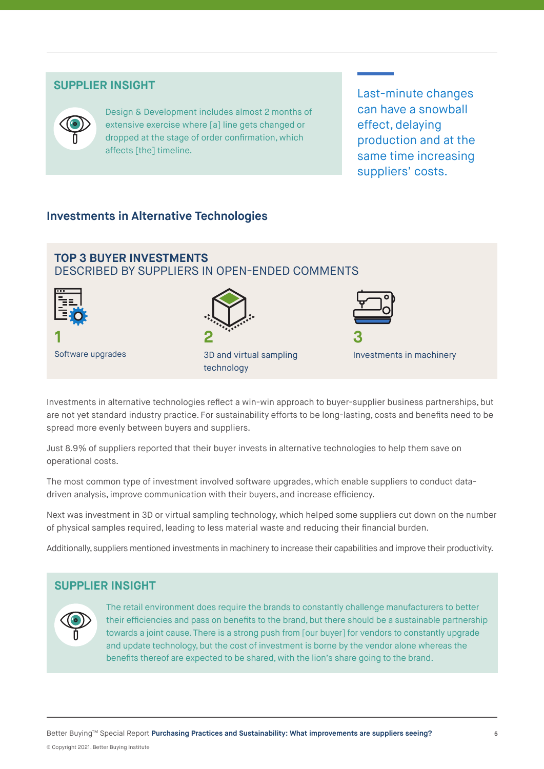## SUPPLIER INSIGHT

Design & Development includes almost 2 months of extensive exercise where [a] line gets changed or dropped at the stage of order confirmation, which affects [the] timeline.

Last-minute changes can have a snowball effect, delaying production and at the same time increasing suppliers' costs.

## Investments in Alternative Technologies

### TOP 3 BUYER INVESTMENTS
DESCRIBED BY SUPPLIERS IN OPEN-ENDED COMMENTS

1. Software upgrades
2. 3D and virtual sampling technology
3. Investments in machinery

Investments in alternative technologies reflect a win-win approach to buyer-supplier business partnerships, but are not yet standard industry practice. For sustainability efforts to be long-lasting, costs and benefits need to be spread more evenly between buyers and suppliers.

Just 8.9% of suppliers reported that their buyer invests in alternative technologies to help them save on operational costs.

The most common type of investment involved software upgrades, which enable suppliers to conduct data-driven analysis, improve communication with their buyers, and increase efficiency.

Next was investment in 3D or virtual sampling technology, which helped some suppliers cut down on the number of physical samples required, leading to less material waste and reducing their financial burden.

Additionally, suppliers mentioned investments in machinery to increase their capabilities and improve their productivity.

## SUPPLIER INSIGHT

The retail environment does require the brands to constantly challenge manufacturers to better their efficiencies and pass on benefits to the brand, but there should be a sustainable partnership towards a joint cause. There is a strong push from [our buyer] for vendors to constantly upgrade and update technology, but the cost of investment is borne by the vendor alone whereas the benefits thereof are expected to be shared, with the lion's share going to the brand.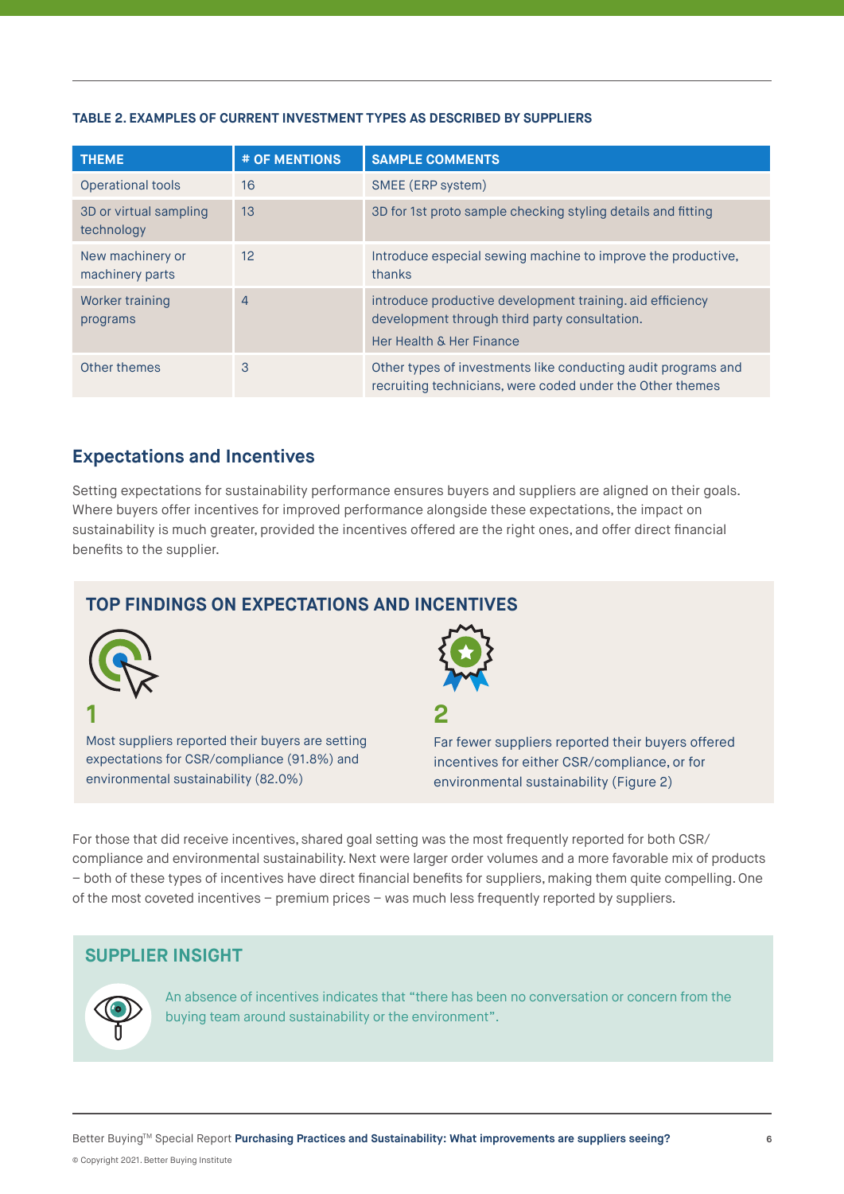**TABLE 2. EXAMPLES OF CURRENT INVESTMENT TYPES AS DESCRIBED BY SUPPLIERS**

| THEME | # OF MENTIONS | SAMPLE COMMENTS |
|---|---|---|
| Operational tools | 16 | SMEE (ERP system) |
| 3D or virtual sampling technology | 13 | 3D for 1st proto sample checking styling details and fitting |
| New machinery or machinery parts | 12 | Introduce especial sewing machine to improve the productive, thanks |
| Worker training programs | 4 | introduce productive development training. aid efficiency development through third party consultation. Her Health & Her Finance |
| Other themes | 3 | Other types of investments like conducting audit programs and recruiting technicians, were coded under the Other themes |

## Expectations and Incentives

Setting expectations for sustainability performance ensures buyers and suppliers are aligned on their goals. Where buyers offer incentives for improved performance alongside these expectations, the impact on sustainability is much greater, provided the incentives offered are the right ones, and offer direct financial benefits to the supplier.

### TOP FINDINGS ON EXPECTATIONS AND INCENTIVES

**1**

Most suppliers reported their buyers are setting expectations for CSR/compliance (91.8%) and environmental sustainability (82.0%)

**2**

Far fewer suppliers reported their buyers offered incentives for either CSR/compliance, or for environmental sustainability (Figure 2)

For those that did receive incentives, shared goal setting was the most frequently reported for both CSR/compliance and environmental sustainability. Next were larger order volumes and a more favorable mix of products – both of these types of incentives have direct financial benefits for suppliers, making them quite compelling. One of the most coveted incentives – premium prices – was much less frequently reported by suppliers.

### SUPPLIER INSIGHT

An absence of incentives indicates that "there has been no conversation or concern from the buying team around sustainability or the environment".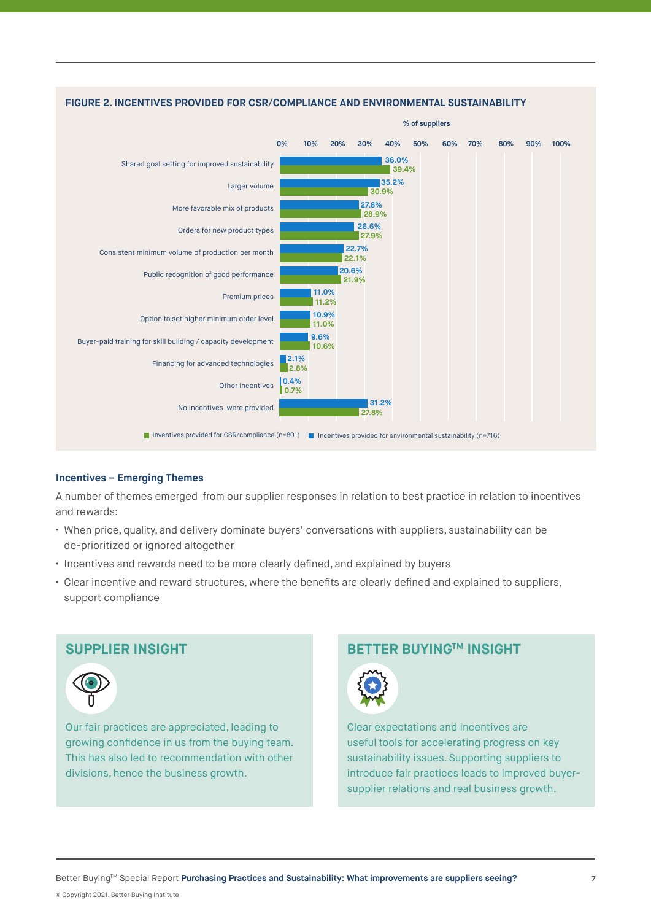**FIGURE 2. INCENTIVES PROVIDED FOR CSR/COMPLIANCE AND ENVIRONMENTAL SUSTAINABILITY**

% of suppliers

| Incentive | Incentives provided for environmental sustainability (n=716) | Inventives provided for CSR/compliance (n=801) |
|---|---|---|
| Shared goal setting for improved sustainability | 36.0% | 39.4% |
| Larger volume | 35.2% | 30.9% |
| More favorable mix of products | 27.8% | 28.9% |
| Orders for new product types | 26.6% | 27.9% |
| Consistent minimum volume of production per month | 22.7% | 22.1% |
| Public recognition of good performance | 20.6% | 21.9% |
| Premium prices | 11.0% | 11.2% |
| Option to set higher minimum order level | 10.9% | 11.0% |
| Buyer-paid training for skill building / capacity development | 9.6% | 10.6% |
| Financing for advanced technologies | 2.1% | 2.8% |
| Other incentives | 0.4% | 0.7% |
| No incentives were provided | 31.2% | 27.8% |

### Incentives – Emerging Themes

A number of themes emerged from our supplier responses in relation to best practice in relation to incentives and rewards:

- When price, quality, and delivery dominate buyers' conversations with suppliers, sustainability can be de-prioritized or ignored altogether
- Incentives and rewards need to be more clearly defined, and explained by buyers
- Clear incentive and reward structures, where the benefits are clearly defined and explained to suppliers, support compliance

## SUPPLIER INSIGHT

Our fair practices are appreciated, leading to growing confidence in us from the buying team. This has also led to recommendation with other divisions, hence the business growth.

## BETTER BUYING™ INSIGHT

Clear expectations and incentives are useful tools for accelerating progress on key sustainability issues. Supporting suppliers to introduce fair practices leads to improved buyer-supplier relations and real business growth.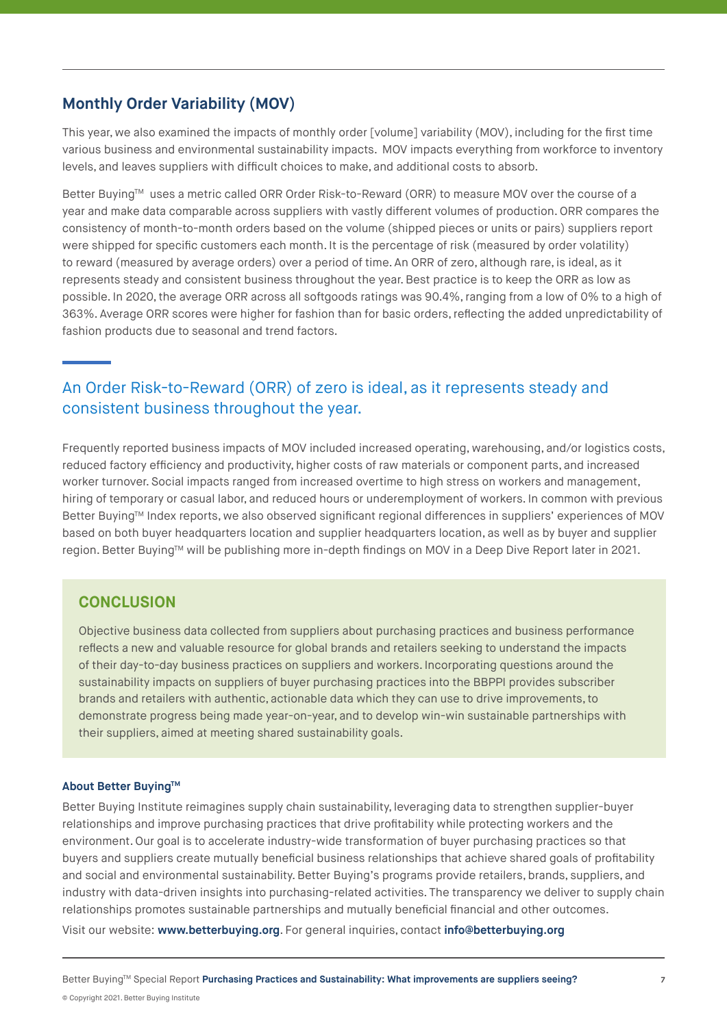## Monthly Order Variability (MOV)

This year, we also examined the impacts of monthly order [volume] variability (MOV), including for the first time various business and environmental sustainability impacts. MOV impacts everything from workforce to inventory levels, and leaves suppliers with difficult choices to make, and additional costs to absorb.

Better Buying™ uses a metric called ORR Order Risk-to-Reward (ORR) to measure MOV over the course of a year and make data comparable across suppliers with vastly different volumes of production. ORR compares the consistency of month-to-month orders based on the volume (shipped pieces or units or pairs) suppliers report were shipped for specific customers each month. It is the percentage of risk (measured by order volatility) to reward (measured by average orders) over a period of time. An ORR of zero, although rare, is ideal, as it represents steady and consistent business throughout the year. Best practice is to keep the ORR as low as possible. In 2020, the average ORR across all softgoods ratings was 90.4%, ranging from a low of 0% to a high of 363%. Average ORR scores were higher for fashion than for basic orders, reflecting the added unpredictability of fashion products due to seasonal and trend factors.

> An Order Risk-to-Reward (ORR) of zero is ideal, as it represents steady and consistent business throughout the year.

Frequently reported business impacts of MOV included increased operating, warehousing, and/or logistics costs, reduced factory efficiency and productivity, higher costs of raw materials or component parts, and increased worker turnover. Social impacts ranged from increased overtime to high stress on workers and management, hiring of temporary or casual labor, and reduced hours or underemployment of workers. In common with previous Better Buying™ Index reports, we also observed significant regional differences in suppliers' experiences of MOV based on both buyer headquarters location and supplier headquarters location, as well as by buyer and supplier region. Better Buying™ will be publishing more in-depth findings on MOV in a Deep Dive Report later in 2021.

## CONCLUSION

Objective business data collected from suppliers about purchasing practices and business performance reflects a new and valuable resource for global brands and retailers seeking to understand the impacts of their day-to-day business practices on suppliers and workers. Incorporating questions around the sustainability impacts on suppliers of buyer purchasing practices into the BBPPI provides subscriber brands and retailers with authentic, actionable data which they can use to drive improvements, to demonstrate progress being made year-on-year, and to develop win-win sustainable partnerships with their suppliers, aimed at meeting shared sustainability goals.

#### About Better Buying™

Better Buying Institute reimagines supply chain sustainability, leveraging data to strengthen supplier-buyer relationships and improve purchasing practices that drive profitability while protecting workers and the environment. Our goal is to accelerate industry-wide transformation of buyer purchasing practices so that buyers and suppliers create mutually beneficial business relationships that achieve shared goals of profitability and social and environmental sustainability. Better Buying's programs provide retailers, brands, suppliers, and industry with data-driven insights into purchasing-related activities. The transparency we deliver to supply chain relationships promotes sustainable partnerships and mutually beneficial financial and other outcomes.

Visit our website: **www.betterbuying.org**. For general inquiries, contact **info@betterbuying.org**

© Copyright 2021. Better Buying Institute